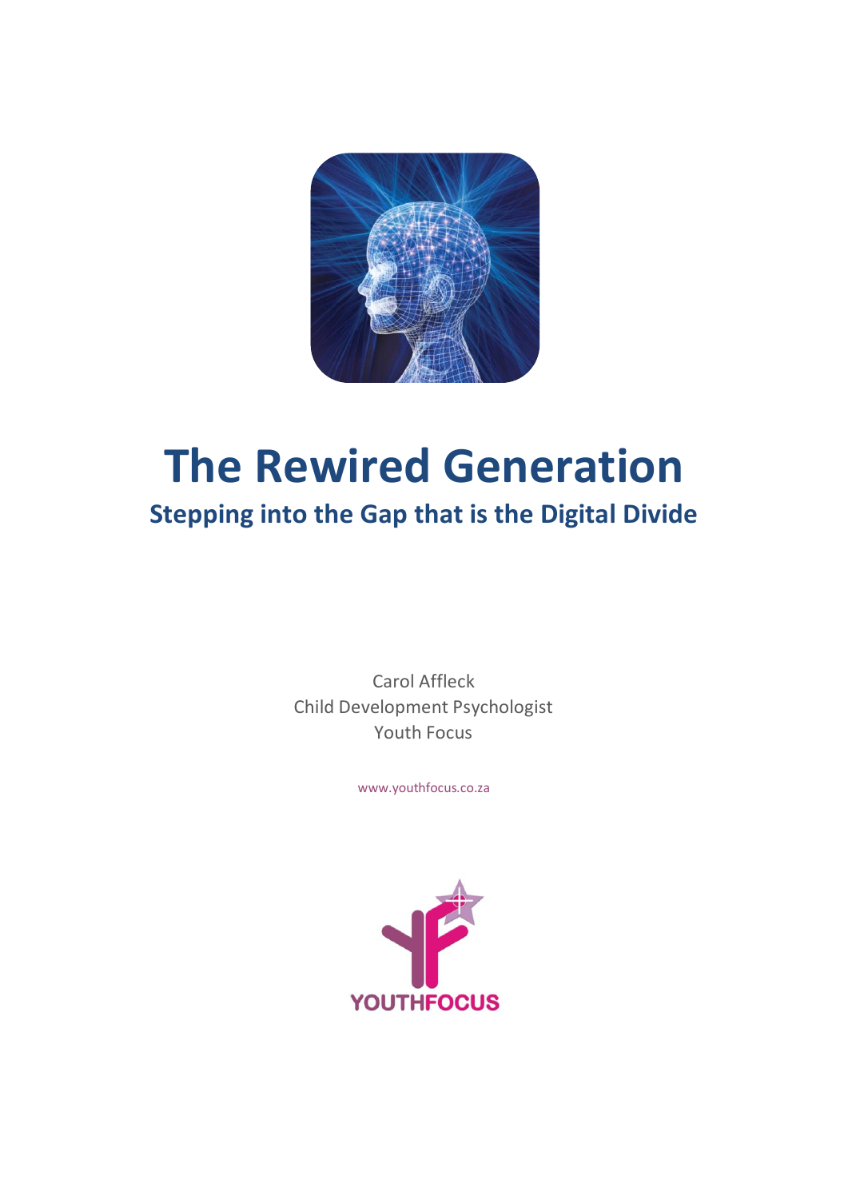# The Rewired Generation

## Stepping into the Gap that is the Digital Divide

Carol Affleck
Child Development Psychologist
Youth Focus

www.youthfocus.co.za

YOUTHFOCUS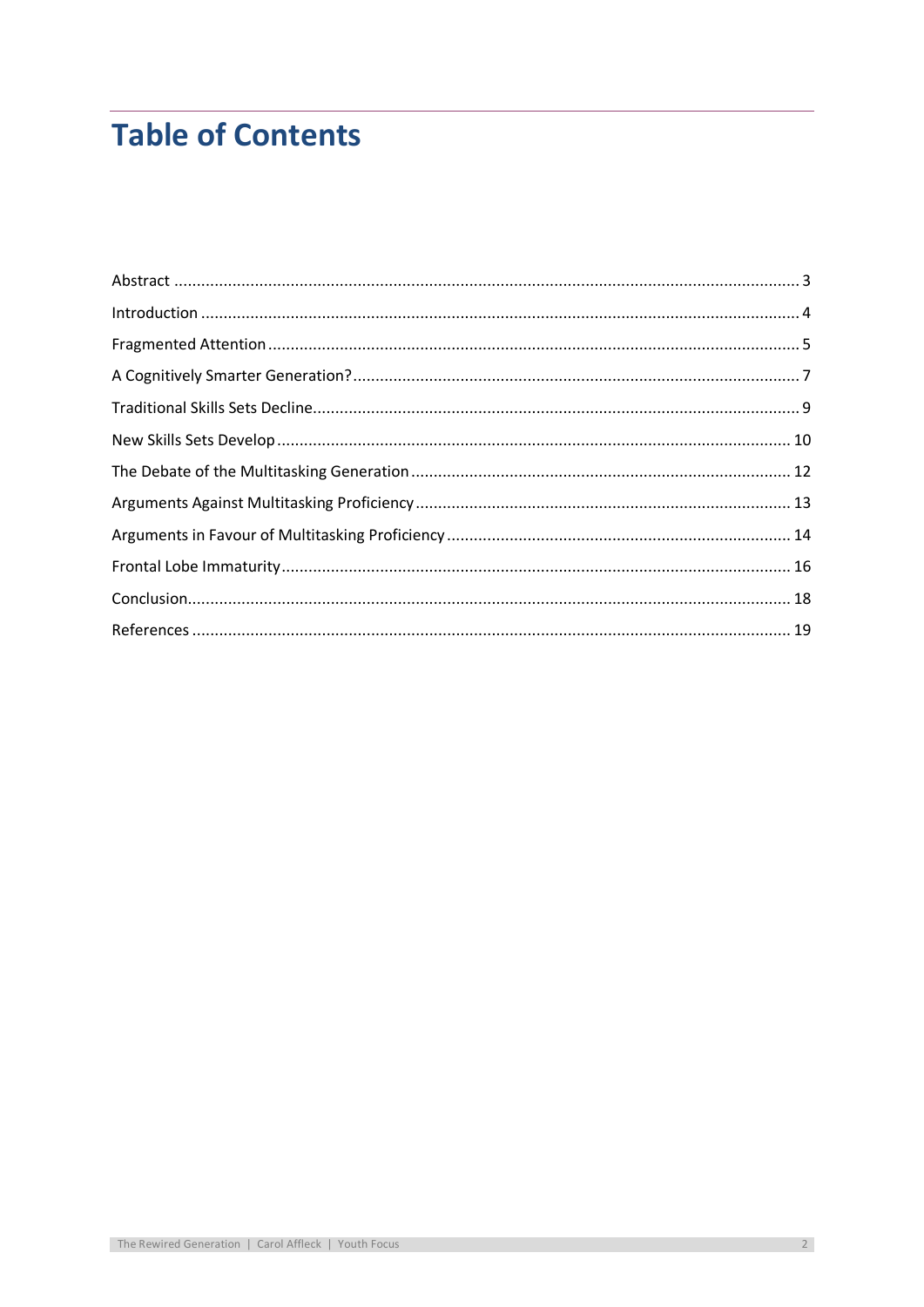# Table of Contents

Abstract ..... 3

Introduction ..... 4

Fragmented Attention ..... 5

A Cognitively Smarter Generation? ..... 7

Traditional Skills Sets Decline ..... 9

New Skills Sets Develop ..... 10

The Debate of the Multitasking Generation ..... 12

Arguments Against Multitasking Proficiency ..... 13

Arguments in Favour of Multitasking Proficiency ..... 14

Frontal Lobe Immaturity ..... 16

Conclusion ..... 18

References ..... 19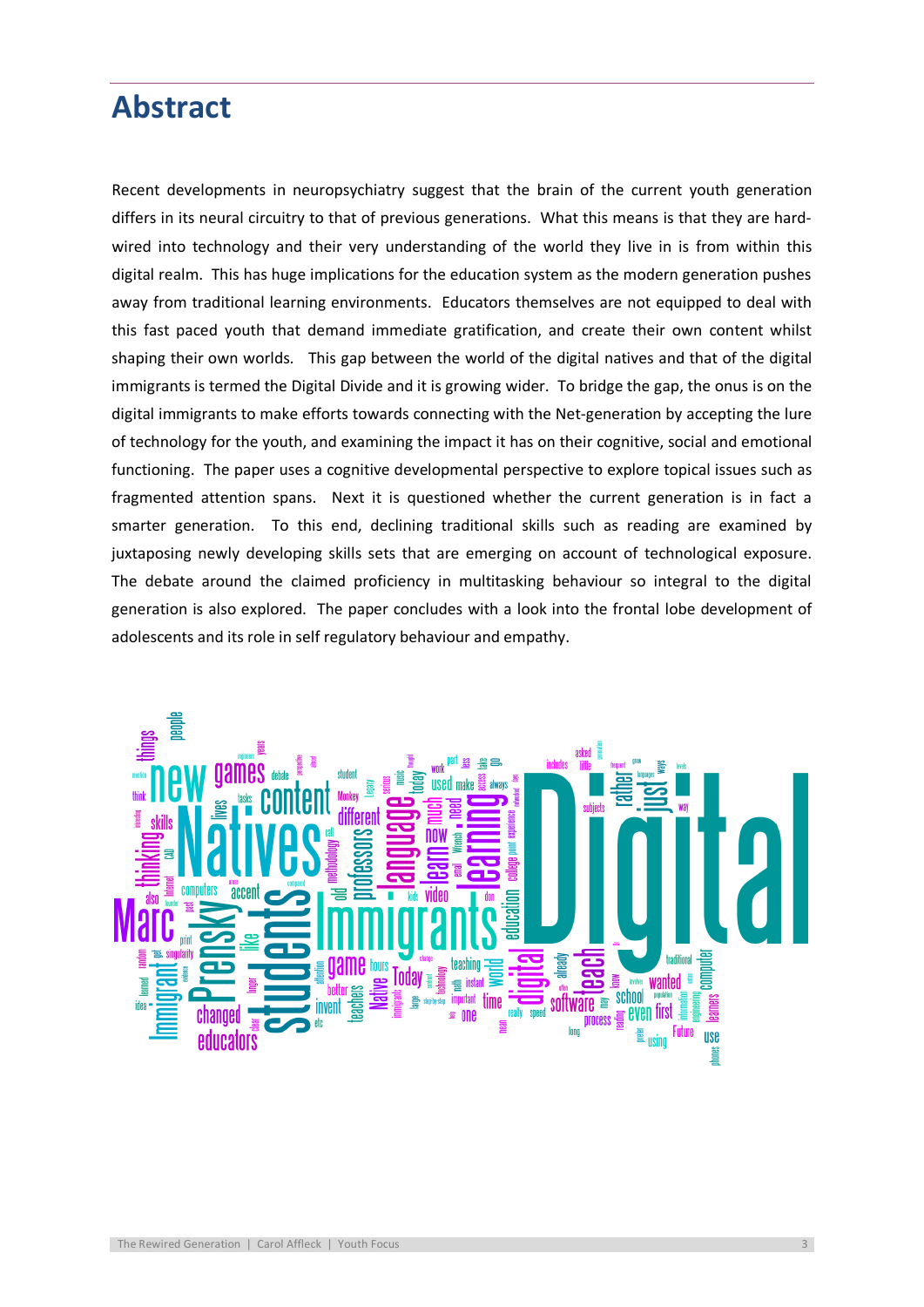# Abstract

Recent developments in neuropsychiatry suggest that the brain of the current youth generation differs in its neural circuitry to that of previous generations. What this means is that they are hard-wired into technology and their very understanding of the world they live in is from within this digital realm. This has huge implications for the education system as the modern generation pushes away from traditional learning environments. Educators themselves are not equipped to deal with this fast paced youth that demand immediate gratification, and create their own content whilst shaping their own worlds. This gap between the world of the digital natives and that of the digital immigrants is termed the Digital Divide and it is growing wider. To bridge the gap, the onus is on the digital immigrants to make efforts towards connecting with the Net-generation by accepting the lure of technology for the youth, and examining the impact it has on their cognitive, social and emotional functioning. The paper uses a cognitive developmental perspective to explore topical issues such as fragmented attention spans. Next it is questioned whether the current generation is in fact a smarter generation. To this end, declining traditional skills such as reading are examined by juxtaposing newly developing skills sets that are emerging on account of technological exposure. The debate around the claimed proficiency in multitasking behaviour so integral to the digital generation is also explored. The paper concludes with a look into the frontal lobe development of adolescents and its role in self regulatory behaviour and empathy.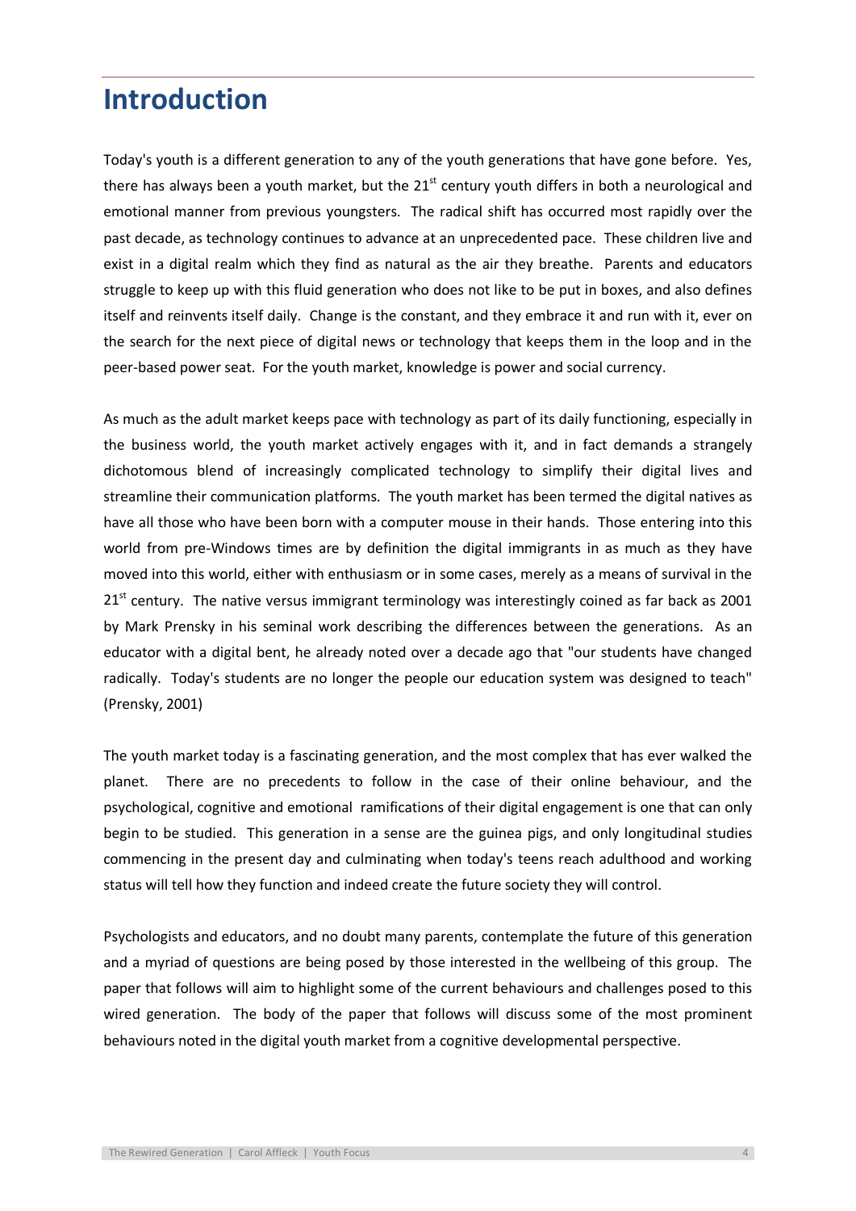# Introduction

Today's youth is a different generation to any of the youth generations that have gone before. Yes, there has always been a youth market, but the 21st century youth differs in both a neurological and emotional manner from previous youngsters. The radical shift has occurred most rapidly over the past decade, as technology continues to advance at an unprecedented pace. These children live and exist in a digital realm which they find as natural as the air they breathe. Parents and educators struggle to keep up with this fluid generation who does not like to be put in boxes, and also defines itself and reinvents itself daily. Change is the constant, and they embrace it and run with it, ever on the search for the next piece of digital news or technology that keeps them in the loop and in the peer-based power seat. For the youth market, knowledge is power and social currency.

As much as the adult market keeps pace with technology as part of its daily functioning, especially in the business world, the youth market actively engages with it, and in fact demands a strangely dichotomous blend of increasingly complicated technology to simplify their digital lives and streamline their communication platforms. The youth market has been termed the digital natives as have all those who have been born with a computer mouse in their hands. Those entering into this world from pre-Windows times are by definition the digital immigrants in as much as they have moved into this world, either with enthusiasm or in some cases, merely as a means of survival in the 21st century. The native versus immigrant terminology was interestingly coined as far back as 2001 by Mark Prensky in his seminal work describing the differences between the generations. As an educator with a digital bent, he already noted over a decade ago that "our students have changed radically. Today's students are no longer the people our education system was designed to teach" (Prensky, 2001)

The youth market today is a fascinating generation, and the most complex that has ever walked the planet. There are no precedents to follow in the case of their online behaviour, and the psychological, cognitive and emotional ramifications of their digital engagement is one that can only begin to be studied. This generation in a sense are the guinea pigs, and only longitudinal studies commencing in the present day and culminating when today's teens reach adulthood and working status will tell how they function and indeed create the future society they will control.

Psychologists and educators, and no doubt many parents, contemplate the future of this generation and a myriad of questions are being posed by those interested in the wellbeing of this group. The paper that follows will aim to highlight some of the current behaviours and challenges posed to this wired generation. The body of the paper that follows will discuss some of the most prominent behaviours noted in the digital youth market from a cognitive developmental perspective.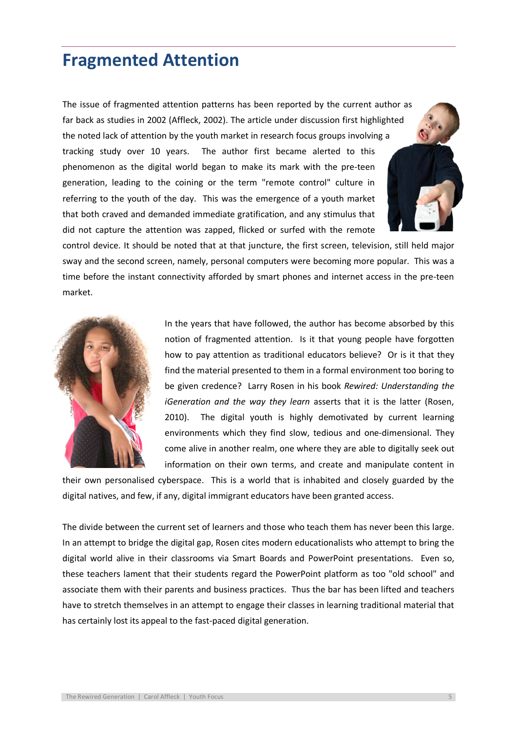# Fragmented Attention

The issue of fragmented attention patterns has been reported by the current author as far back as studies in 2002 (Affleck, 2002). The article under discussion first highlighted the noted lack of attention by the youth market in research focus groups involving a tracking study over 10 years. The author first became alerted to this phenomenon as the digital world began to make its mark with the pre-teen generation, leading to the coining or the term "remote control" culture in referring to the youth of the day. This was the emergence of a youth market that both craved and demanded immediate gratification, and any stimulus that did not capture the attention was zapped, flicked or surfed with the remote control device. It should be noted that at that juncture, the first screen, television, still held major sway and the second screen, namely, personal computers were becoming more popular. This was a time before the instant connectivity afforded by smart phones and internet access in the pre-teen market.

In the years that have followed, the author has become absorbed by this notion of fragmented attention. Is it that young people have forgotten how to pay attention as traditional educators believe? Or is it that they find the material presented to them in a formal environment too boring to be given credence? Larry Rosen in his book *Rewired: Understanding the iGeneration and the way they learn* asserts that it is the latter (Rosen, 2010). The digital youth is highly demotivated by current learning environments which they find slow, tedious and one-dimensional. They come alive in another realm, one where they are able to digitally seek out information on their own terms, and create and manipulate content in their own personalised cyberspace. This is a world that is inhabited and closely guarded by the digital natives, and few, if any, digital immigrant educators have been granted access.

The divide between the current set of learners and those who teach them has never been this large. In an attempt to bridge the digital gap, Rosen cites modern educationalists who attempt to bring the digital world alive in their classrooms via Smart Boards and PowerPoint presentations. Even so, these teachers lament that their students regard the PowerPoint platform as too "old school" and associate them with their parents and business practices. Thus the bar has been lifted and teachers have to stretch themselves in an attempt to engage their classes in learning traditional material that has certainly lost its appeal to the fast-paced digital generation.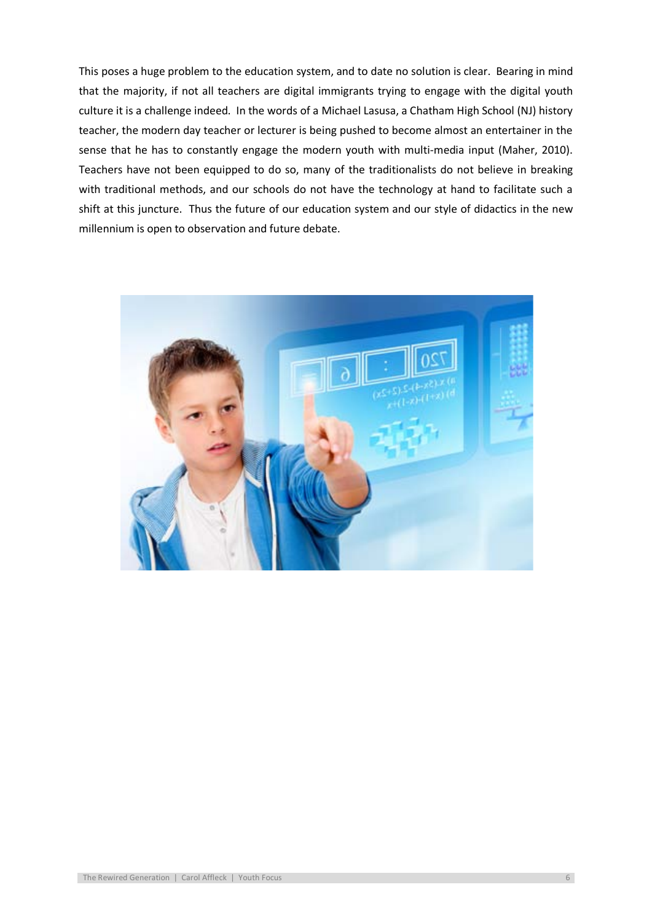This poses a huge problem to the education system, and to date no solution is clear. Bearing in mind that the majority, if not all teachers are digital immigrants trying to engage with the digital youth culture it is a challenge indeed. In the words of a Michael Lasusa, a Chatham High School (NJ) history teacher, the modern day teacher or lecturer is being pushed to become almost an entertainer in the sense that he has to constantly engage the modern youth with multi-media input (Maher, 2010). Teachers have not been equipped to do so, many of the traditionalists do not believe in breaking with traditional methods, and our schools do not have the technology at hand to facilitate such a shift at this juncture. Thus the future of our education system and our style of didactics in the new millennium is open to observation and future debate.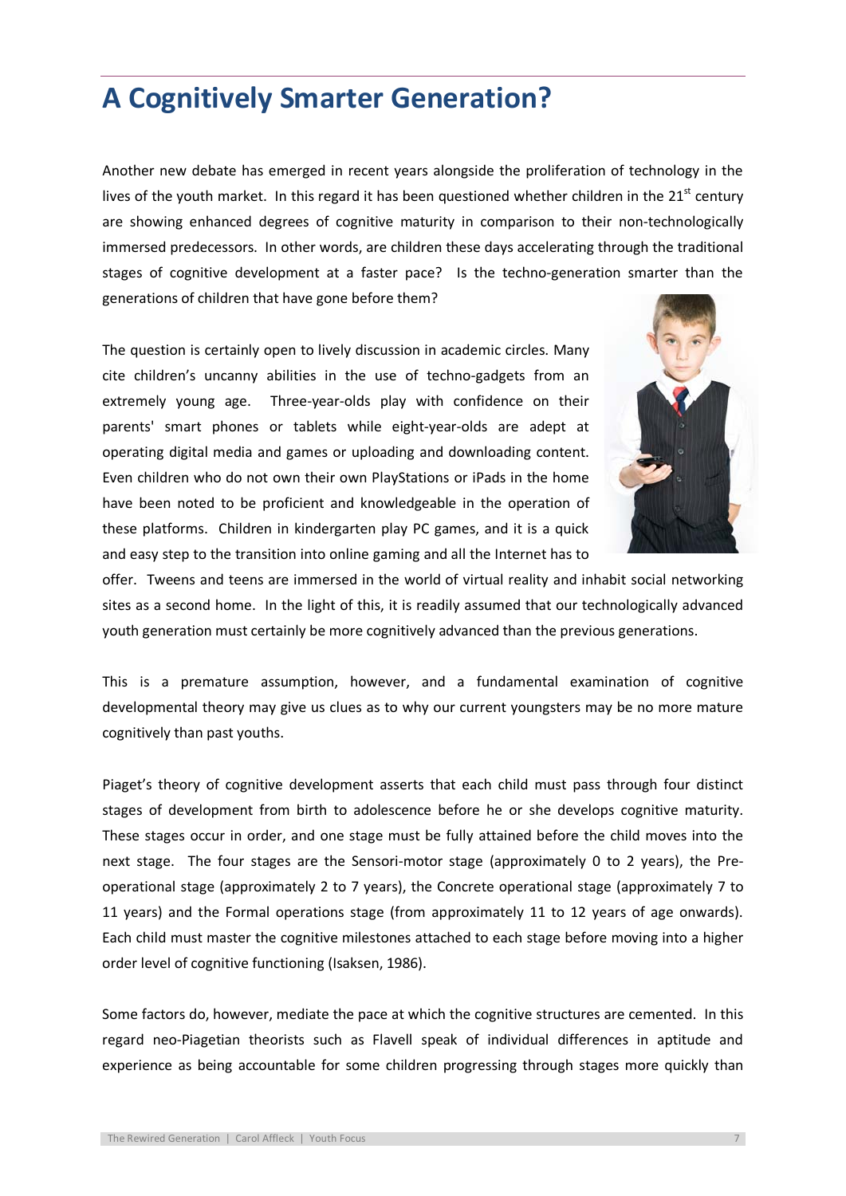# A Cognitively Smarter Generation?

Another new debate has emerged in recent years alongside the proliferation of technology in the lives of the youth market. In this regard it has been questioned whether children in the 21st century are showing enhanced degrees of cognitive maturity in comparison to their non-technologically immersed predecessors. In other words, are children these days accelerating through the traditional stages of cognitive development at a faster pace? Is the techno-generation smarter than the generations of children that have gone before them?

The question is certainly open to lively discussion in academic circles. Many cite children's uncanny abilities in the use of techno-gadgets from an extremely young age. Three-year-olds play with confidence on their parents' smart phones or tablets while eight-year-olds are adept at operating digital media and games or uploading and downloading content. Even children who do not own their own PlayStations or iPads in the home have been noted to be proficient and knowledgeable in the operation of these platforms. Children in kindergarten play PC games, and it is a quick and easy step to the transition into online gaming and all the Internet has to offer. Tweens and teens are immersed in the world of virtual reality and inhabit social networking sites as a second home. In the light of this, it is readily assumed that our technologically advanced youth generation must certainly be more cognitively advanced than the previous generations.

This is a premature assumption, however, and a fundamental examination of cognitive developmental theory may give us clues as to why our current youngsters may be no more mature cognitively than past youths.

Piaget's theory of cognitive development asserts that each child must pass through four distinct stages of development from birth to adolescence before he or she develops cognitive maturity. These stages occur in order, and one stage must be fully attained before the child moves into the next stage. The four stages are the Sensori-motor stage (approximately 0 to 2 years), the Pre-operational stage (approximately 2 to 7 years), the Concrete operational stage (approximately 7 to 11 years) and the Formal operations stage (from approximately 11 to 12 years of age onwards). Each child must master the cognitive milestones attached to each stage before moving into a higher order level of cognitive functioning (Isaksen, 1986).

Some factors do, however, mediate the pace at which the cognitive structures are cemented. In this regard neo-Piagetian theorists such as Flavell speak of individual differences in aptitude and experience as being accountable for some children progressing through stages more quickly than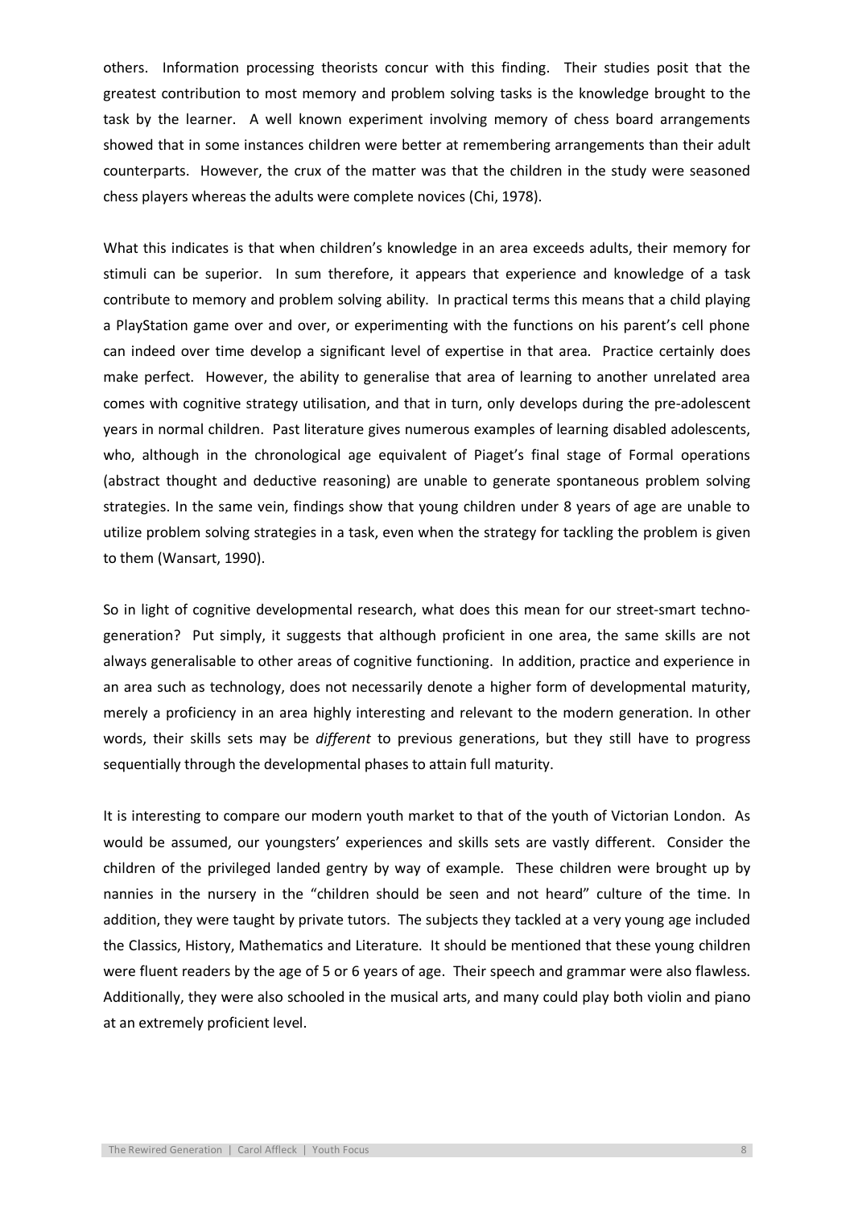others. Information processing theorists concur with this finding. Their studies posit that the greatest contribution to most memory and problem solving tasks is the knowledge brought to the task by the learner. A well known experiment involving memory of chess board arrangements showed that in some instances children were better at remembering arrangements than their adult counterparts. However, the crux of the matter was that the children in the study were seasoned chess players whereas the adults were complete novices (Chi, 1978).

What this indicates is that when children's knowledge in an area exceeds adults, their memory for stimuli can be superior. In sum therefore, it appears that experience and knowledge of a task contribute to memory and problem solving ability. In practical terms this means that a child playing a PlayStation game over and over, or experimenting with the functions on his parent's cell phone can indeed over time develop a significant level of expertise in that area. Practice certainly does make perfect. However, the ability to generalise that area of learning to another unrelated area comes with cognitive strategy utilisation, and that in turn, only develops during the pre-adolescent years in normal children. Past literature gives numerous examples of learning disabled adolescents, who, although in the chronological age equivalent of Piaget's final stage of Formal operations (abstract thought and deductive reasoning) are unable to generate spontaneous problem solving strategies. In the same vein, findings show that young children under 8 years of age are unable to utilize problem solving strategies in a task, even when the strategy for tackling the problem is given to them (Wansart, 1990).

So in light of cognitive developmental research, what does this mean for our street-smart techno-generation? Put simply, it suggests that although proficient in one area, the same skills are not always generalisable to other areas of cognitive functioning. In addition, practice and experience in an area such as technology, does not necessarily denote a higher form of developmental maturity, merely a proficiency in an area highly interesting and relevant to the modern generation. In other words, their skills sets may be *different* to previous generations, but they still have to progress sequentially through the developmental phases to attain full maturity.

It is interesting to compare our modern youth market to that of the youth of Victorian London. As would be assumed, our youngsters' experiences and skills sets are vastly different. Consider the children of the privileged landed gentry by way of example. These children were brought up by nannies in the nursery in the "children should be seen and not heard" culture of the time. In addition, they were taught by private tutors. The subjects they tackled at a very young age included the Classics, History, Mathematics and Literature. It should be mentioned that these young children were fluent readers by the age of 5 or 6 years of age. Their speech and grammar were also flawless. Additionally, they were also schooled in the musical arts, and many could play both violin and piano at an extremely proficient level.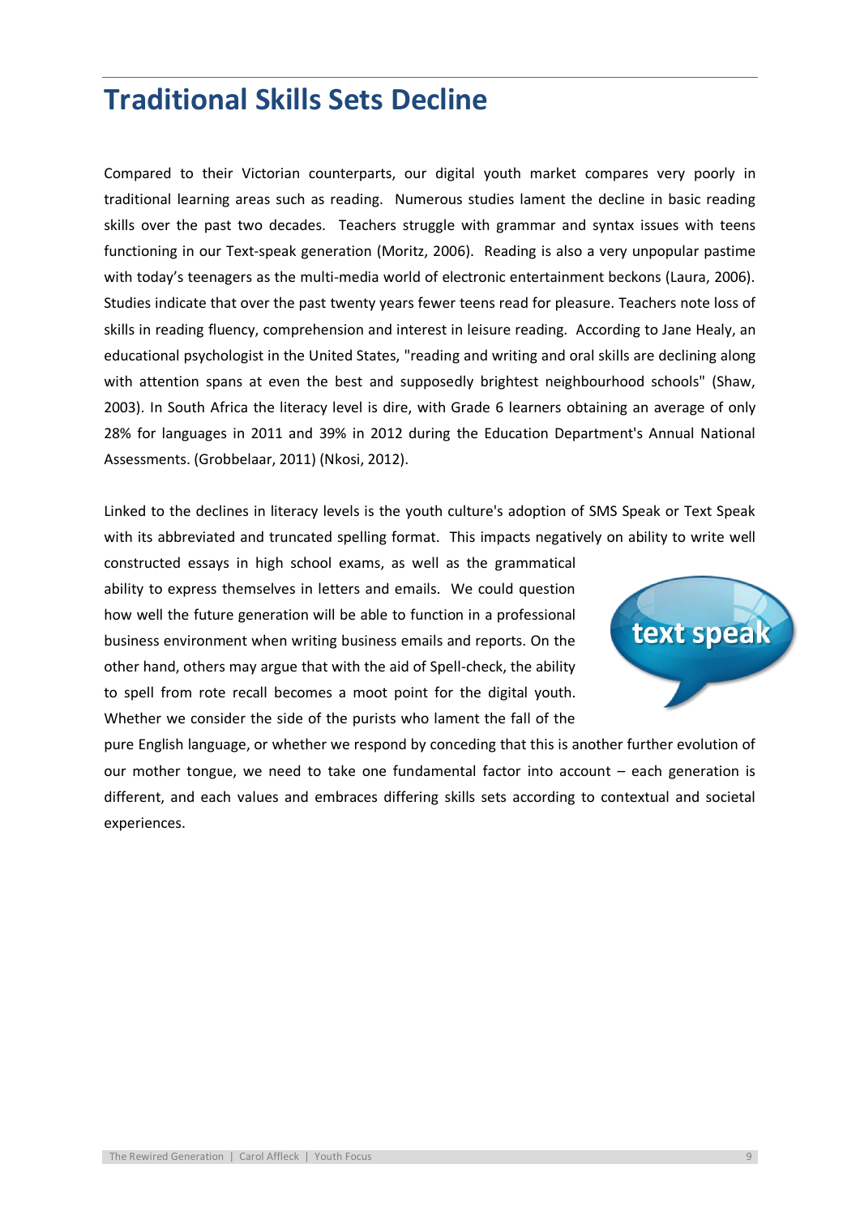# Traditional Skills Sets Decline

Compared to their Victorian counterparts, our digital youth market compares very poorly in traditional learning areas such as reading. Numerous studies lament the decline in basic reading skills over the past two decades. Teachers struggle with grammar and syntax issues with teens functioning in our Text-speak generation (Moritz, 2006). Reading is also a very unpopular pastime with today's teenagers as the multi-media world of electronic entertainment beckons (Laura, 2006). Studies indicate that over the past twenty years fewer teens read for pleasure. Teachers note loss of skills in reading fluency, comprehension and interest in leisure reading. According to Jane Healy, an educational psychologist in the United States, "reading and writing and oral skills are declining along with attention spans at even the best and supposedly brightest neighbourhood schools" (Shaw, 2003). In South Africa the literacy level is dire, with Grade 6 learners obtaining an average of only 28% for languages in 2011 and 39% in 2012 during the Education Department's Annual National Assessments. (Grobbelaar, 2011) (Nkosi, 2012).

Linked to the declines in literacy levels is the youth culture's adoption of SMS Speak or Text Speak with its abbreviated and truncated spelling format. This impacts negatively on ability to write well constructed essays in high school exams, as well as the grammatical ability to express themselves in letters and emails. We could question how well the future generation will be able to function in a professional business environment when writing business emails and reports. On the other hand, others may argue that with the aid of Spell-check, the ability to spell from rote recall becomes a moot point for the digital youth. Whether we consider the side of the purists who lament the fall of the pure English language, or whether we respond by conceding that this is another further evolution of our mother tongue, we need to take one fundamental factor into account – each generation is different, and each values and embraces differing skills sets according to contextual and societal experiences.

text speak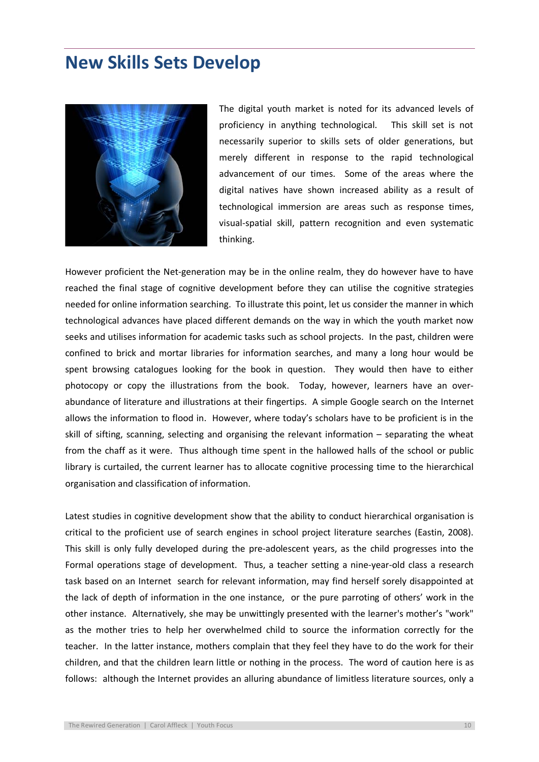# New Skills Sets Develop

The digital youth market is noted for its advanced levels of proficiency in anything technological. This skill set is not necessarily superior to skills sets of older generations, but merely different in response to the rapid technological advancement of our times. Some of the areas where the digital natives have shown increased ability as a result of technological immersion are areas such as response times, visual-spatial skill, pattern recognition and even systematic thinking.

However proficient the Net-generation may be in the online realm, they do however have to have reached the final stage of cognitive development before they can utilise the cognitive strategies needed for online information searching. To illustrate this point, let us consider the manner in which technological advances have placed different demands on the way in which the youth market now seeks and utilises information for academic tasks such as school projects. In the past, children were confined to brick and mortar libraries for information searches, and many a long hour would be spent browsing catalogues looking for the book in question. They would then have to either photocopy or copy the illustrations from the book. Today, however, learners have an over-abundance of literature and illustrations at their fingertips. A simple Google search on the Internet allows the information to flood in. However, where today's scholars have to be proficient is in the skill of sifting, scanning, selecting and organising the relevant information – separating the wheat from the chaff as it were. Thus although time spent in the hallowed halls of the school or public library is curtailed, the current learner has to allocate cognitive processing time to the hierarchical organisation and classification of information.

Latest studies in cognitive development show that the ability to conduct hierarchical organisation is critical to the proficient use of search engines in school project literature searches (Eastin, 2008). This skill is only fully developed during the pre-adolescent years, as the child progresses into the Formal operations stage of development. Thus, a teacher setting a nine-year-old class a research task based on an Internet search for relevant information, may find herself sorely disappointed at the lack of depth of information in the one instance, or the pure parroting of others' work in the other instance. Alternatively, she may be unwittingly presented with the learner's mother's "work" as the mother tries to help her overwhelmed child to source the information correctly for the teacher. In the latter instance, mothers complain that they feel they have to do the work for their children, and that the children learn little or nothing in the process. The word of caution here is as follows: although the Internet provides an alluring abundance of limitless literature sources, only a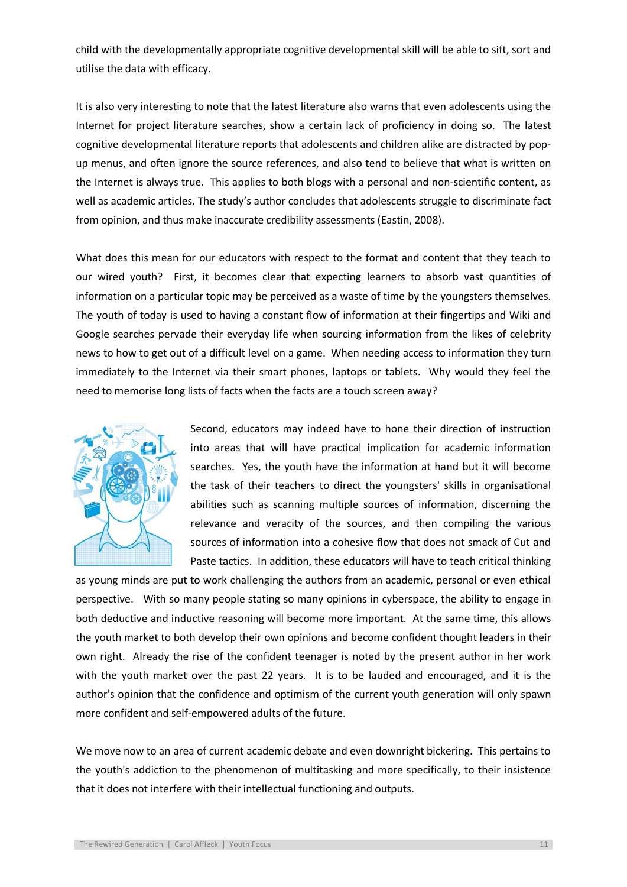child with the developmentally appropriate cognitive developmental skill will be able to sift, sort and utilise the data with efficacy.

It is also very interesting to note that the latest literature also warns that even adolescents using the Internet for project literature searches, show a certain lack of proficiency in doing so. The latest cognitive developmental literature reports that adolescents and children alike are distracted by pop-up menus, and often ignore the source references, and also tend to believe that what is written on the Internet is always true. This applies to both blogs with a personal and non-scientific content, as well as academic articles. The study's author concludes that adolescents struggle to discriminate fact from opinion, and thus make inaccurate credibility assessments (Eastin, 2008).

What does this mean for our educators with respect to the format and content that they teach to our wired youth? First, it becomes clear that expecting learners to absorb vast quantities of information on a particular topic may be perceived as a waste of time by the youngsters themselves. The youth of today is used to having a constant flow of information at their fingertips and Wiki and Google searches pervade their everyday life when sourcing information from the likes of celebrity news to how to get out of a difficult level on a game. When needing access to information they turn immediately to the Internet via their smart phones, laptops or tablets. Why would they feel the need to memorise long lists of facts when the facts are a touch screen away?

Second, educators may indeed have to hone their direction of instruction into areas that will have practical implication for academic information searches. Yes, the youth have the information at hand but it will become the task of their teachers to direct the youngsters' skills in organisational abilities such as scanning multiple sources of information, discerning the relevance and veracity of the sources, and then compiling the various sources of information into a cohesive flow that does not smack of Cut and Paste tactics. In addition, these educators will have to teach critical thinking as young minds are put to work challenging the authors from an academic, personal or even ethical perspective. With so many people stating so many opinions in cyberspace, the ability to engage in both deductive and inductive reasoning will become more important. At the same time, this allows the youth market to both develop their own opinions and become confident thought leaders in their own right. Already the rise of the confident teenager is noted by the present author in her work with the youth market over the past 22 years. It is to be lauded and encouraged, and it is the author's opinion that the confidence and optimism of the current youth generation will only spawn more confident and self-empowered adults of the future.

We move now to an area of current academic debate and even downright bickering. This pertains to the youth's addiction to the phenomenon of multitasking and more specifically, to their insistence that it does not interfere with their intellectual functioning and outputs.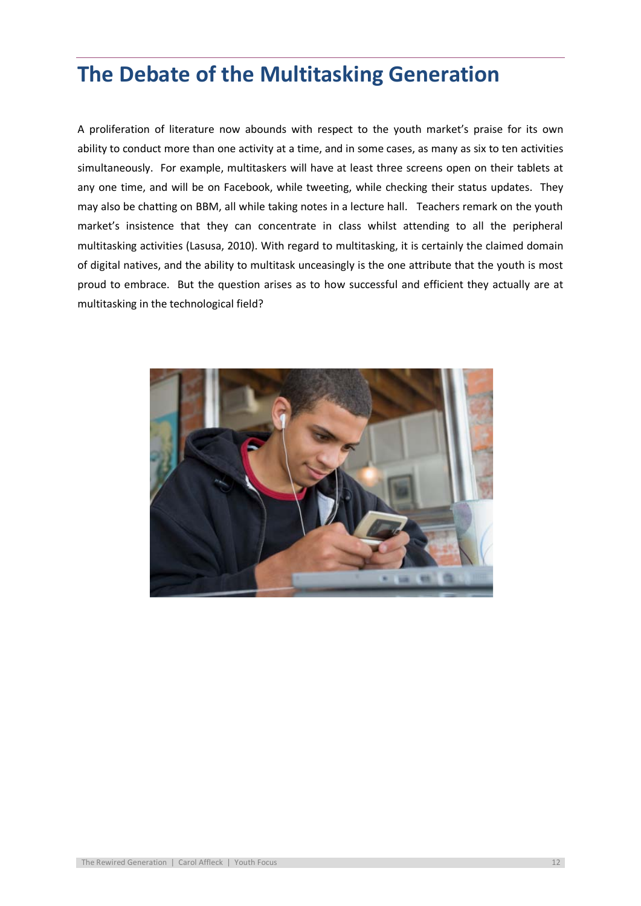# The Debate of the Multitasking Generation

A proliferation of literature now abounds with respect to the youth market's praise for its own ability to conduct more than one activity at a time, and in some cases, as many as six to ten activities simultaneously. For example, multitaskers will have at least three screens open on their tablets at any one time, and will be on Facebook, while tweeting, while checking their status updates. They may also be chatting on BBM, all while taking notes in a lecture hall. Teachers remark on the youth market's insistence that they can concentrate in class whilst attending to all the peripheral multitasking activities (Lasusa, 2010). With regard to multitasking, it is certainly the claimed domain of digital natives, and the ability to multitask unceasingly is the one attribute that the youth is most proud to embrace. But the question arises as to how successful and efficient they actually are at multitasking in the technological field?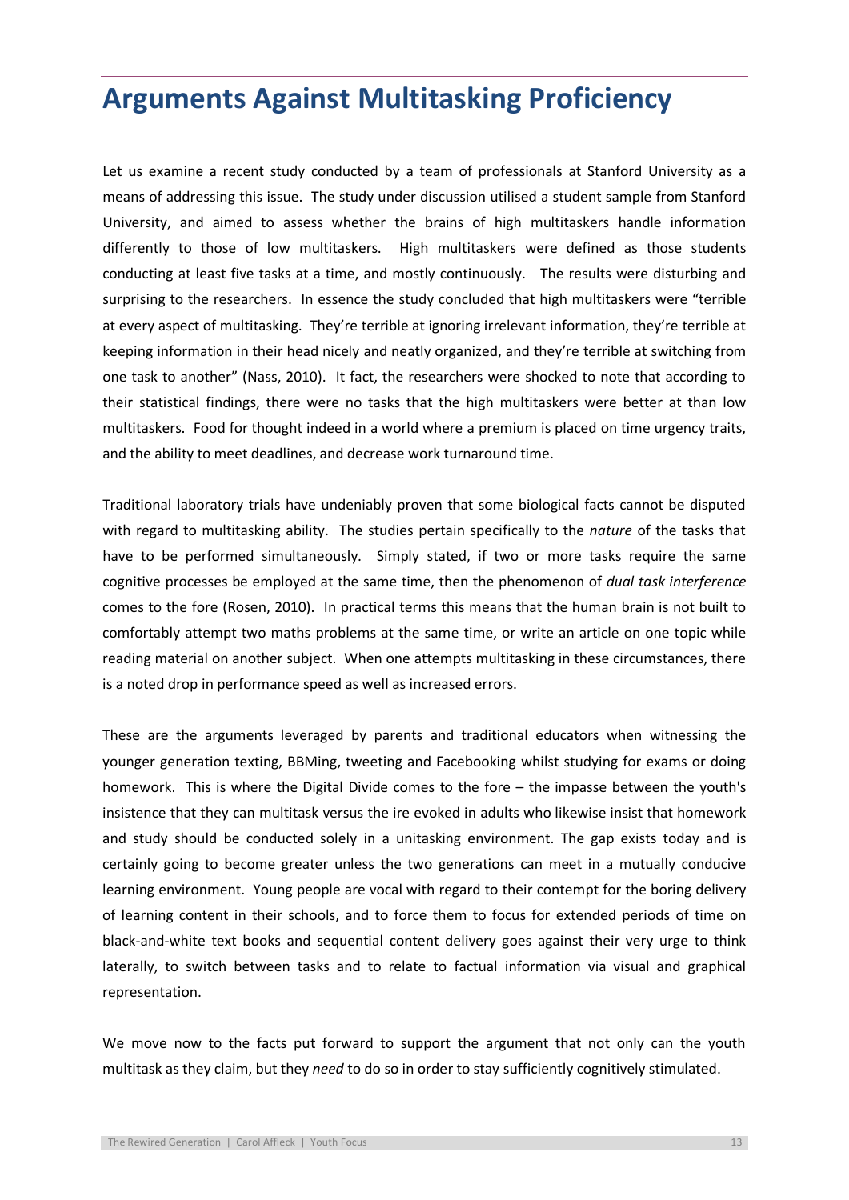# Arguments Against Multitasking Proficiency

Let us examine a recent study conducted by a team of professionals at Stanford University as a means of addressing this issue. The study under discussion utilised a student sample from Stanford University, and aimed to assess whether the brains of high multitaskers handle information differently to those of low multitaskers. High multitaskers were defined as those students conducting at least five tasks at a time, and mostly continuously. The results were disturbing and surprising to the researchers. In essence the study concluded that high multitaskers were "terrible at every aspect of multitasking. They're terrible at ignoring irrelevant information, they're terrible at keeping information in their head nicely and neatly organized, and they're terrible at switching from one task to another" (Nass, 2010). It fact, the researchers were shocked to note that according to their statistical findings, there were no tasks that the high multitaskers were better at than low multitaskers. Food for thought indeed in a world where a premium is placed on time urgency traits, and the ability to meet deadlines, and decrease work turnaround time.

Traditional laboratory trials have undeniably proven that some biological facts cannot be disputed with regard to multitasking ability. The studies pertain specifically to the *nature* of the tasks that have to be performed simultaneously. Simply stated, if two or more tasks require the same cognitive processes be employed at the same time, then the phenomenon of *dual task interference* comes to the fore (Rosen, 2010). In practical terms this means that the human brain is not built to comfortably attempt two maths problems at the same time, or write an article on one topic while reading material on another subject. When one attempts multitasking in these circumstances, there is a noted drop in performance speed as well as increased errors.

These are the arguments leveraged by parents and traditional educators when witnessing the younger generation texting, BBMing, tweeting and Facebooking whilst studying for exams or doing homework. This is where the Digital Divide comes to the fore – the impasse between the youth's insistence that they can multitask versus the ire evoked in adults who likewise insist that homework and study should be conducted solely in a unitasking environment. The gap exists today and is certainly going to become greater unless the two generations can meet in a mutually conducive learning environment. Young people are vocal with regard to their contempt for the boring delivery of learning content in their schools, and to force them to focus for extended periods of time on black-and-white text books and sequential content delivery goes against their very urge to think laterally, to switch between tasks and to relate to factual information via visual and graphical representation.

We move now to the facts put forward to support the argument that not only can the youth multitask as they claim, but they *need* to do so in order to stay sufficiently cognitively stimulated.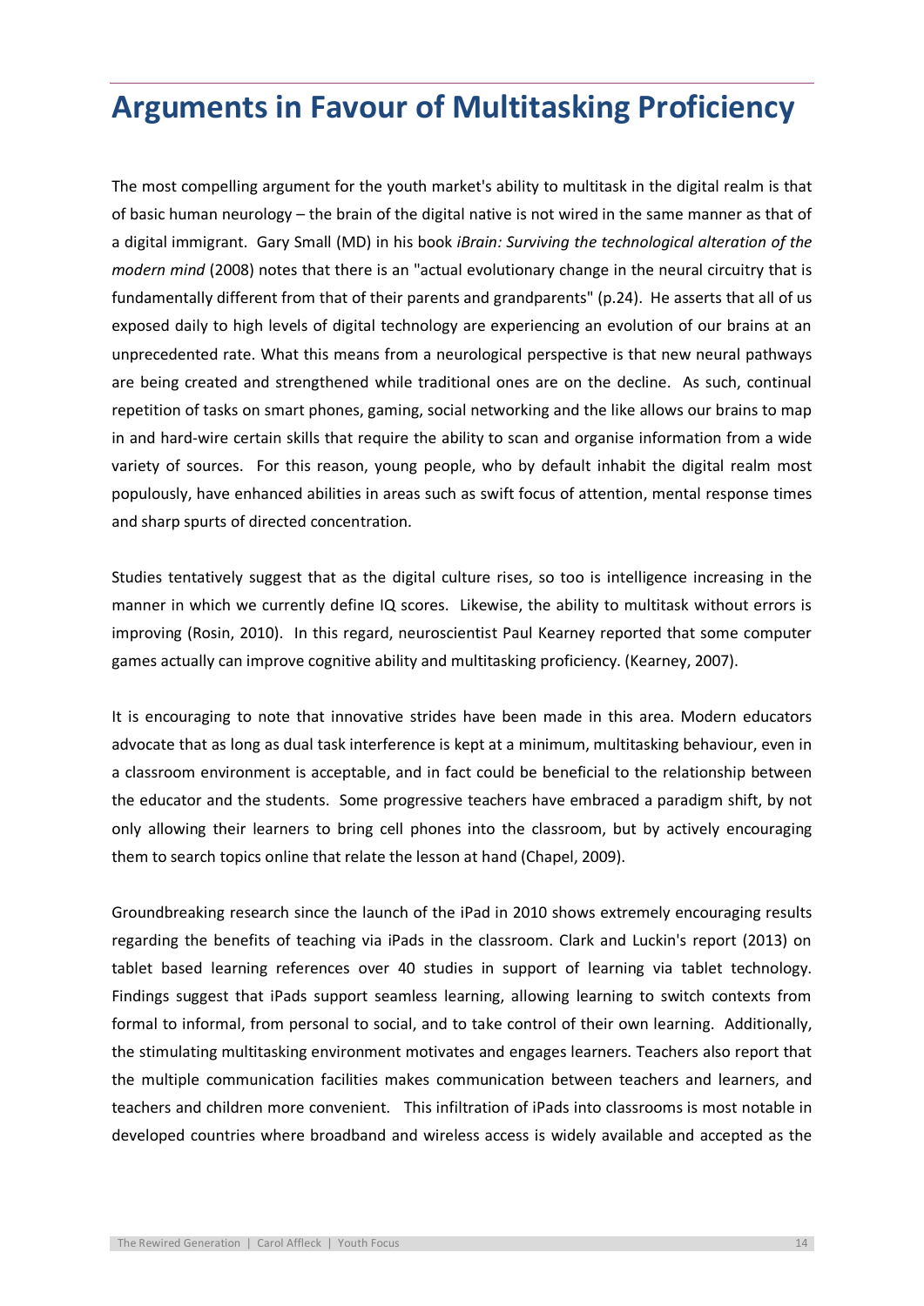# Arguments in Favour of Multitasking Proficiency

The most compelling argument for the youth market's ability to multitask in the digital realm is that of basic human neurology – the brain of the digital native is not wired in the same manner as that of a digital immigrant. Gary Small (MD) in his book *iBrain: Surviving the technological alteration of the modern mind* (2008) notes that there is an "actual evolutionary change in the neural circuitry that is fundamentally different from that of their parents and grandparents" (p.24). He asserts that all of us exposed daily to high levels of digital technology are experiencing an evolution of our brains at an unprecedented rate. What this means from a neurological perspective is that new neural pathways are being created and strengthened while traditional ones are on the decline. As such, continual repetition of tasks on smart phones, gaming, social networking and the like allows our brains to map in and hard-wire certain skills that require the ability to scan and organise information from a wide variety of sources. For this reason, young people, who by default inhabit the digital realm most populously, have enhanced abilities in areas such as swift focus of attention, mental response times and sharp spurts of directed concentration.

Studies tentatively suggest that as the digital culture rises, so too is intelligence increasing in the manner in which we currently define IQ scores. Likewise, the ability to multitask without errors is improving (Rosin, 2010). In this regard, neuroscientist Paul Kearney reported that some computer games actually can improve cognitive ability and multitasking proficiency. (Kearney, 2007).

It is encouraging to note that innovative strides have been made in this area. Modern educators advocate that as long as dual task interference is kept at a minimum, multitasking behaviour, even in a classroom environment is acceptable, and in fact could be beneficial to the relationship between the educator and the students. Some progressive teachers have embraced a paradigm shift, by not only allowing their learners to bring cell phones into the classroom, but by actively encouraging them to search topics online that relate the lesson at hand (Chapel, 2009).

Groundbreaking research since the launch of the iPad in 2010 shows extremely encouraging results regarding the benefits of teaching via iPads in the classroom. Clark and Luckin's report (2013) on tablet based learning references over 40 studies in support of learning via tablet technology. Findings suggest that iPads support seamless learning, allowing learning to switch contexts from formal to informal, from personal to social, and to take control of their own learning. Additionally, the stimulating multitasking environment motivates and engages learners. Teachers also report that the multiple communication facilities makes communication between teachers and learners, and teachers and children more convenient. This infiltration of iPads into classrooms is most notable in developed countries where broadband and wireless access is widely available and accepted as the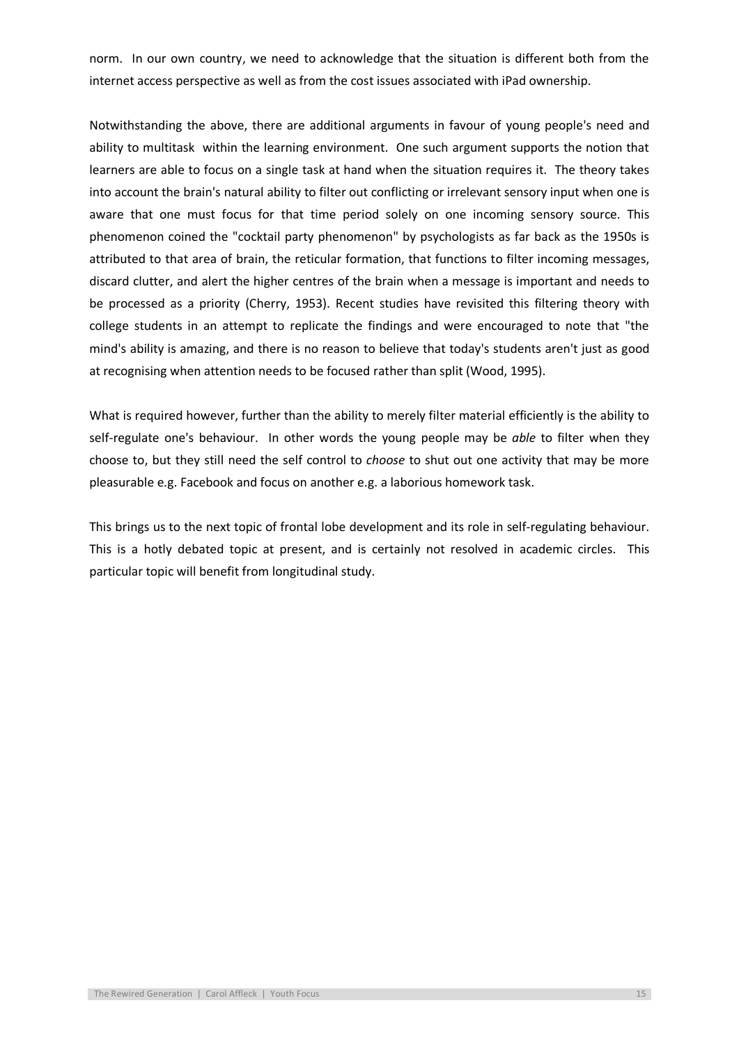norm. In our own country, we need to acknowledge that the situation is different both from the internet access perspective as well as from the cost issues associated with iPad ownership.

Notwithstanding the above, there are additional arguments in favour of young people's need and ability to multitask within the learning environment. One such argument supports the notion that learners are able to focus on a single task at hand when the situation requires it. The theory takes into account the brain's natural ability to filter out conflicting or irrelevant sensory input when one is aware that one must focus for that time period solely on one incoming sensory source. This phenomenon coined the "cocktail party phenomenon" by psychologists as far back as the 1950s is attributed to that area of brain, the reticular formation, that functions to filter incoming messages, discard clutter, and alert the higher centres of the brain when a message is important and needs to be processed as a priority (Cherry, 1953). Recent studies have revisited this filtering theory with college students in an attempt to replicate the findings and were encouraged to note that "the mind's ability is amazing, and there is no reason to believe that today's students aren't just as good at recognising when attention needs to be focused rather than split (Wood, 1995).

What is required however, further than the ability to merely filter material efficiently is the ability to self-regulate one's behaviour. In other words the young people may be *able* to filter when they choose to, but they still need the self control to *choose* to shut out one activity that may be more pleasurable e.g. Facebook and focus on another e.g. a laborious homework task.

This brings us to the next topic of frontal lobe development and its role in self-regulating behaviour. This is a hotly debated topic at present, and is certainly not resolved in academic circles. This particular topic will benefit from longitudinal study.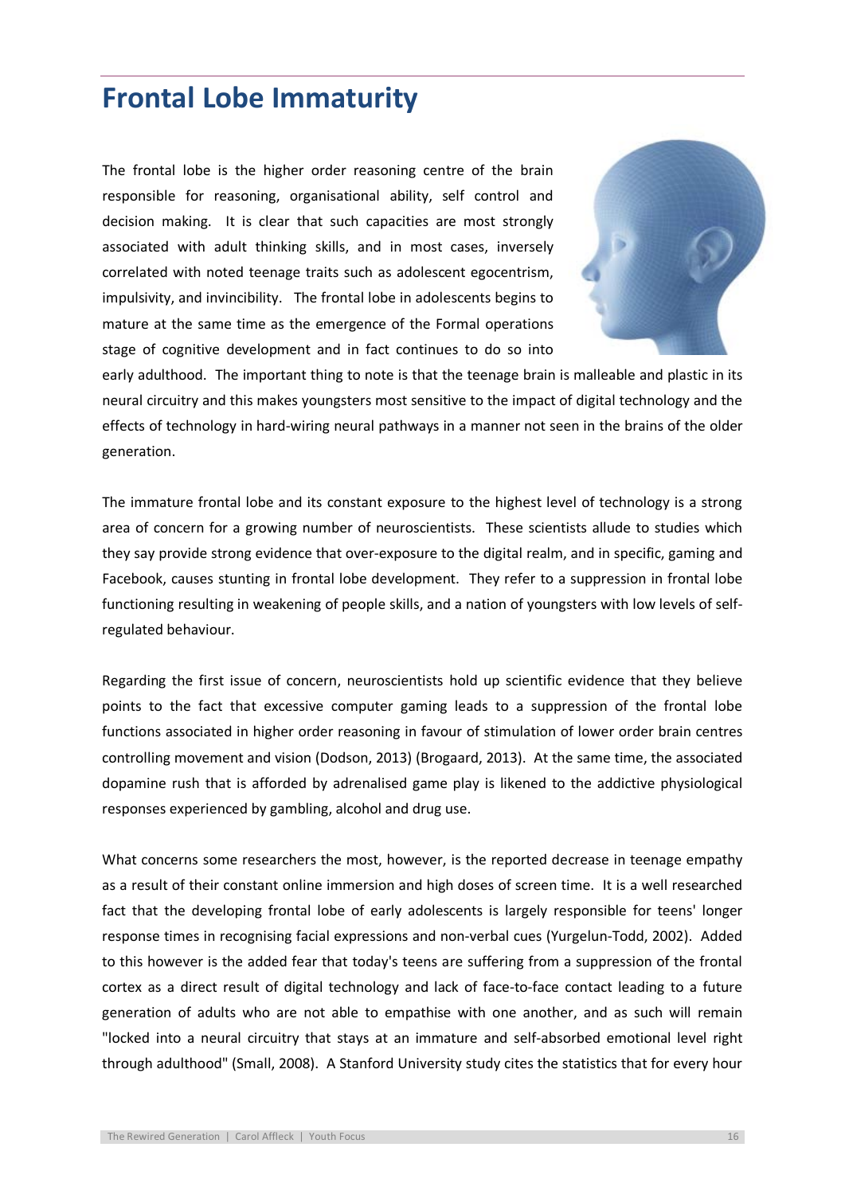# Frontal Lobe Immaturity

The frontal lobe is the higher order reasoning centre of the brain responsible for reasoning, organisational ability, self control and decision making. It is clear that such capacities are most strongly associated with adult thinking skills, and in most cases, inversely correlated with noted teenage traits such as adolescent egocentrism, impulsivity, and invincibility. The frontal lobe in adolescents begins to mature at the same time as the emergence of the Formal operations stage of cognitive development and in fact continues to do so into early adulthood. The important thing to note is that the teenage brain is malleable and plastic in its neural circuitry and this makes youngsters most sensitive to the impact of digital technology and the effects of technology in hard-wiring neural pathways in a manner not seen in the brains of the older generation.

The immature frontal lobe and its constant exposure to the highest level of technology is a strong area of concern for a growing number of neuroscientists. These scientists allude to studies which they say provide strong evidence that over-exposure to the digital realm, and in specific, gaming and Facebook, causes stunting in frontal lobe development. They refer to a suppression in frontal lobe functioning resulting in weakening of people skills, and a nation of youngsters with low levels of self-regulated behaviour.

Regarding the first issue of concern, neuroscientists hold up scientific evidence that they believe points to the fact that excessive computer gaming leads to a suppression of the frontal lobe functions associated in higher order reasoning in favour of stimulation of lower order brain centres controlling movement and vision (Dodson, 2013) (Brogaard, 2013). At the same time, the associated dopamine rush that is afforded by adrenalised game play is likened to the addictive physiological responses experienced by gambling, alcohol and drug use.

What concerns some researchers the most, however, is the reported decrease in teenage empathy as a result of their constant online immersion and high doses of screen time. It is a well researched fact that the developing frontal lobe of early adolescents is largely responsible for teens' longer response times in recognising facial expressions and non-verbal cues (Yurgelun-Todd, 2002). Added to this however is the added fear that today's teens are suffering from a suppression of the frontal cortex as a direct result of digital technology and lack of face-to-face contact leading to a future generation of adults who are not able to empathise with one another, and as such will remain "locked into a neural circuitry that stays at an immature and self-absorbed emotional level right through adulthood" (Small, 2008). A Stanford University study cites the statistics that for every hour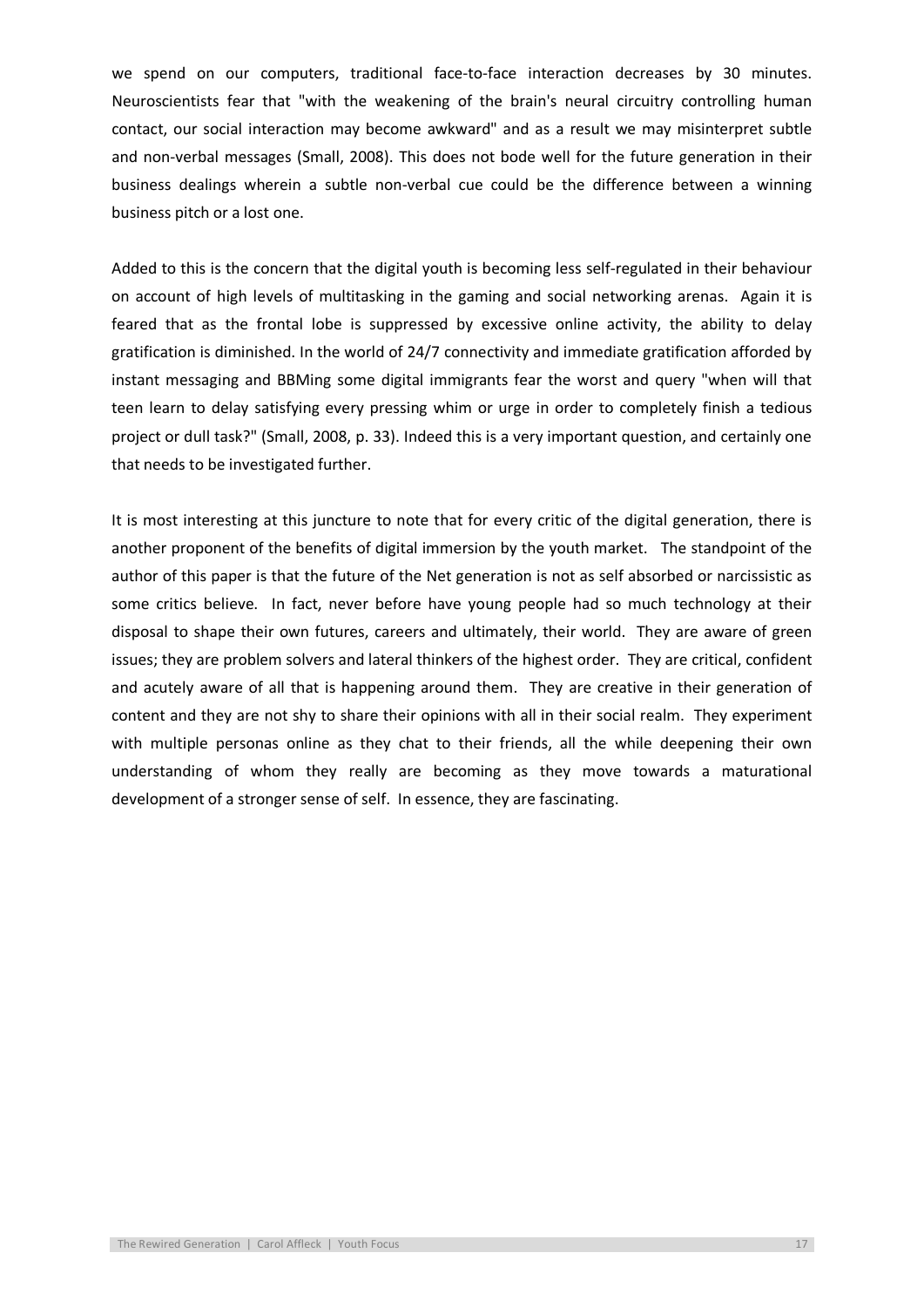we spend on our computers, traditional face-to-face interaction decreases by 30 minutes. Neuroscientists fear that "with the weakening of the brain's neural circuitry controlling human contact, our social interaction may become awkward" and as a result we may misinterpret subtle and non-verbal messages (Small, 2008). This does not bode well for the future generation in their business dealings wherein a subtle non-verbal cue could be the difference between a winning business pitch or a lost one.

Added to this is the concern that the digital youth is becoming less self-regulated in their behaviour on account of high levels of multitasking in the gaming and social networking arenas. Again it is feared that as the frontal lobe is suppressed by excessive online activity, the ability to delay gratification is diminished. In the world of 24/7 connectivity and immediate gratification afforded by instant messaging and BBMing some digital immigrants fear the worst and query "when will that teen learn to delay satisfying every pressing whim or urge in order to completely finish a tedious project or dull task?" (Small, 2008, p. 33). Indeed this is a very important question, and certainly one that needs to be investigated further.

It is most interesting at this juncture to note that for every critic of the digital generation, there is another proponent of the benefits of digital immersion by the youth market. The standpoint of the author of this paper is that the future of the Net generation is not as self absorbed or narcissistic as some critics believe. In fact, never before have young people had so much technology at their disposal to shape their own futures, careers and ultimately, their world. They are aware of green issues; they are problem solvers and lateral thinkers of the highest order. They are critical, confident and acutely aware of all that is happening around them. They are creative in their generation of content and they are not shy to share their opinions with all in their social realm. They experiment with multiple personas online as they chat to their friends, all the while deepening their own understanding of whom they really are becoming as they move towards a maturational development of a stronger sense of self. In essence, they are fascinating.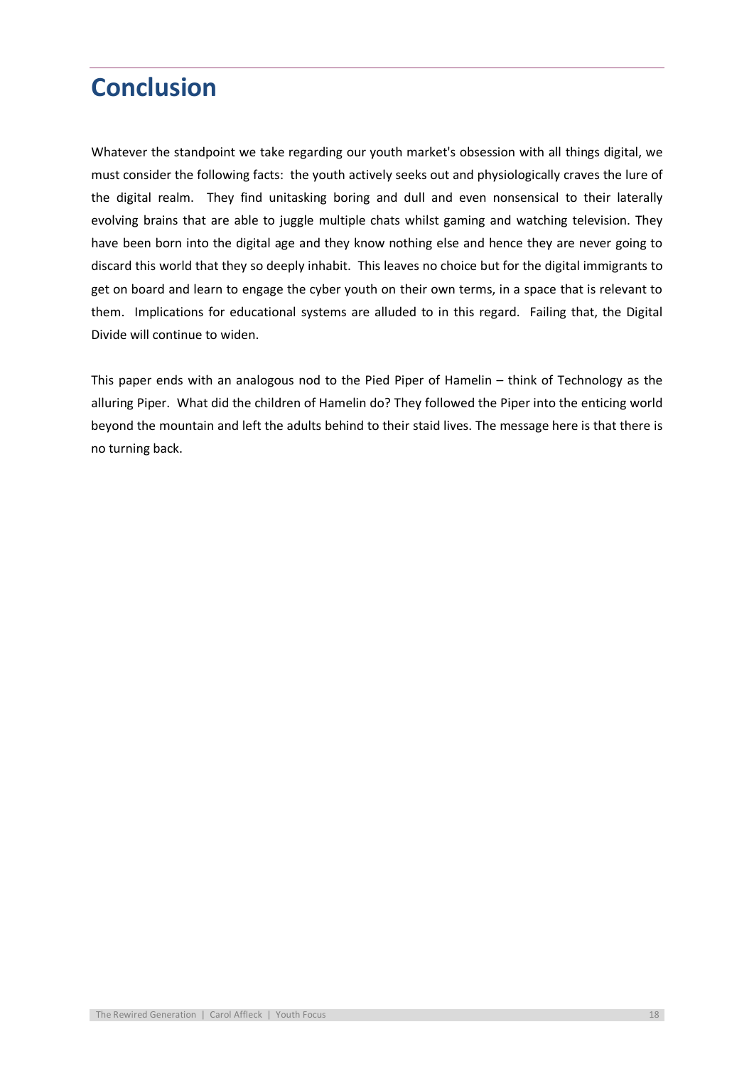# Conclusion

Whatever the standpoint we take regarding our youth market's obsession with all things digital, we must consider the following facts: the youth actively seeks out and physiologically craves the lure of the digital realm. They find unitasking boring and dull and even nonsensical to their laterally evolving brains that are able to juggle multiple chats whilst gaming and watching television. They have been born into the digital age and they know nothing else and hence they are never going to discard this world that they so deeply inhabit. This leaves no choice but for the digital immigrants to get on board and learn to engage the cyber youth on their own terms, in a space that is relevant to them. Implications for educational systems are alluded to in this regard. Failing that, the Digital Divide will continue to widen.

This paper ends with an analogous nod to the Pied Piper of Hamelin – think of Technology as the alluring Piper. What did the children of Hamelin do? They followed the Piper into the enticing world beyond the mountain and left the adults behind to their staid lives. The message here is that there is no turning back.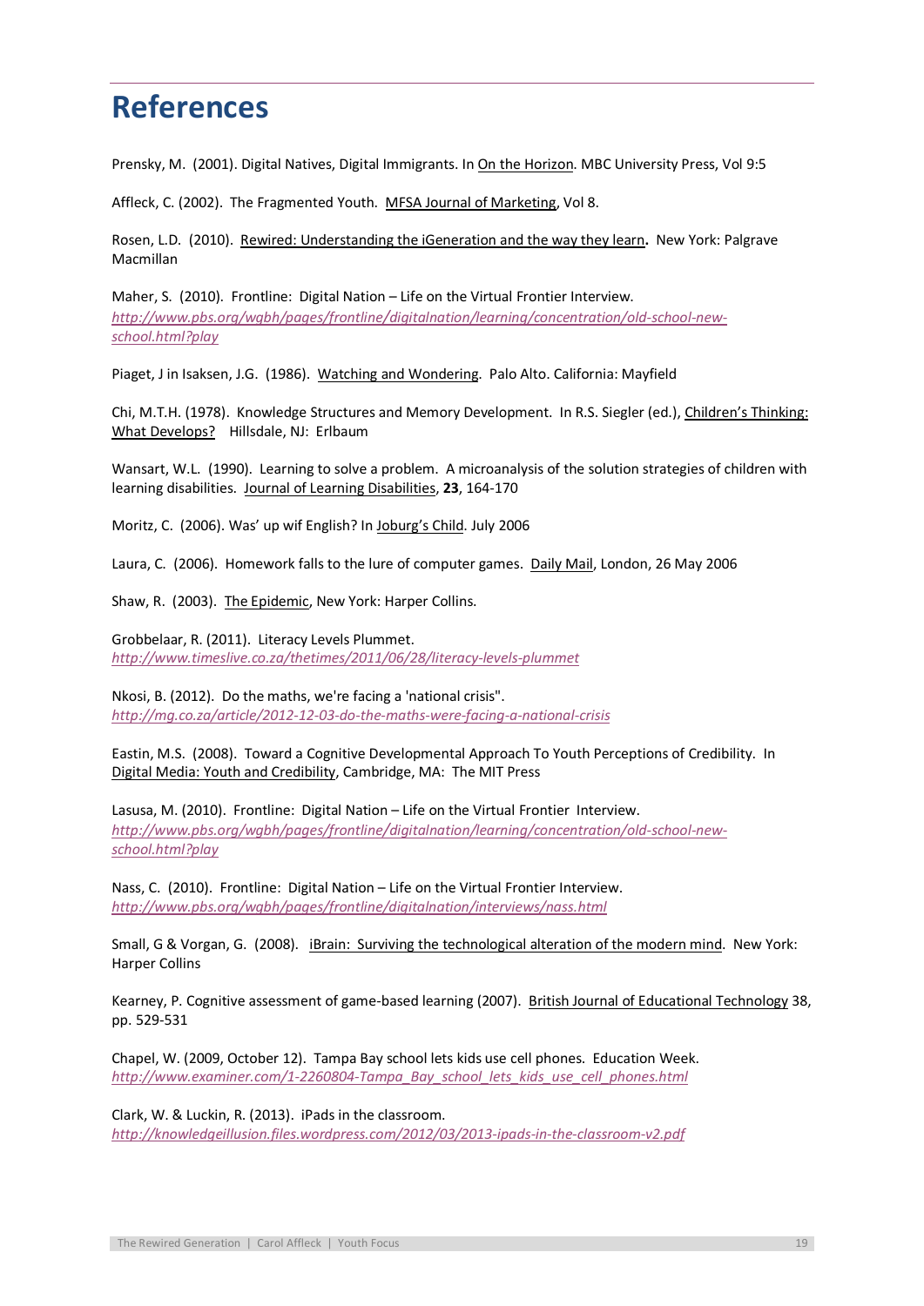# References

Prensky, M. (2001). Digital Natives, Digital Immigrants. In On the Horizon. MBC University Press, Vol 9:5

Affleck, C. (2002). The Fragmented Youth. MFSA Journal of Marketing, Vol 8.

Rosen, L.D. (2010). Rewired: Understanding the iGeneration and the way they learn. New York: Palgrave Macmillan

Maher, S. (2010). Frontline: Digital Nation – Life on the Virtual Frontier Interview. *http://www.pbs.org/wgbh/pages/frontline/digitalnation/learning/concentration/old-school-new-school.html?play*

Piaget, J in Isaksen, J.G. (1986). Watching and Wondering. Palo Alto. California: Mayfield

Chi, M.T.H. (1978). Knowledge Structures and Memory Development. In R.S. Siegler (ed.), Children's Thinking: What Develops? Hillsdale, NJ: Erlbaum

Wansart, W.L. (1990). Learning to solve a problem. A microanalysis of the solution strategies of children with learning disabilities. Journal of Learning Disabilities, **23**, 164-170

Moritz, C. (2006). Was' up wif English? In Joburg's Child. July 2006

Laura, C. (2006). Homework falls to the lure of computer games. Daily Mail, London, 26 May 2006

Shaw, R. (2003). The Epidemic, New York: Harper Collins.

Grobbelaar, R. (2011). Literacy Levels Plummet. *http://www.timeslive.co.za/thetimes/2011/06/28/literacy-levels-plummet*

Nkosi, B. (2012). Do the maths, we're facing a 'national crisis". *http://mg.co.za/article/2012-12-03-do-the-maths-were-facing-a-national-crisis*

Eastin, M.S. (2008). Toward a Cognitive Developmental Approach To Youth Perceptions of Credibility. In Digital Media: Youth and Credibility, Cambridge, MA: The MIT Press

Lasusa, M. (2010). Frontline: Digital Nation – Life on the Virtual Frontier Interview. *http://www.pbs.org/wgbh/pages/frontline/digitalnation/learning/concentration/old-school-new-school.html?play*

Nass, C. (2010). Frontline: Digital Nation – Life on the Virtual Frontier Interview. *http://www.pbs.org/wgbh/pages/frontline/digitalnation/interviews/nass.html*

Small, G & Vorgan, G. (2008). iBrain: Surviving the technological alteration of the modern mind. New York: Harper Collins

Kearney, P. Cognitive assessment of game-based learning (2007). British Journal of Educational Technology 38, pp. 529-531

Chapel, W. (2009, October 12). Tampa Bay school lets kids use cell phones. Education Week. *http://www.examiner.com/1-2260804-Tampa_Bay_school_lets_kids_use_cell_phones.html*

Clark, W. & Luckin, R. (2013). iPads in the classroom. *http://knowledgeillusion.files.wordpress.com/2012/03/2013-ipads-in-the-classroom-v2.pdf*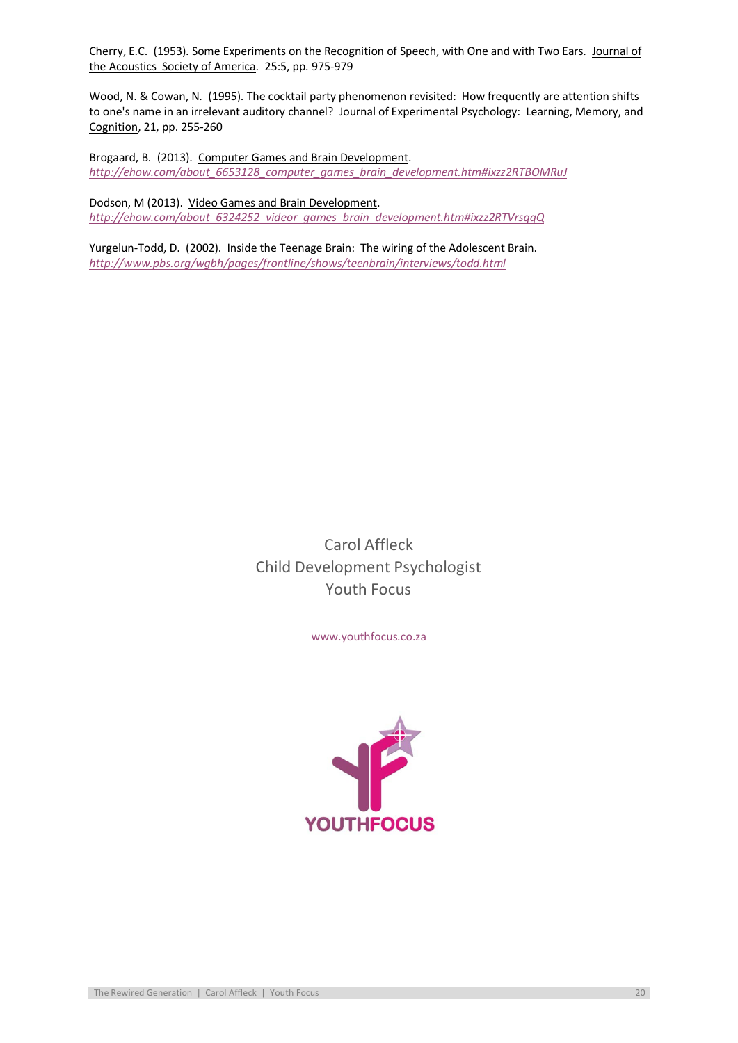Cherry, E.C. (1953). Some Experiments on the Recognition of Speech, with One and with Two Ears. Journal of the Acoustics Society of America. 25:5, pp. 975-979

Wood, N. & Cowan, N. (1995). The cocktail party phenomenon revisited: How frequently are attention shifts to one's name in an irrelevant auditory channel? Journal of Experimental Psychology: Learning, Memory, and Cognition, 21, pp. 255-260

Brogaard, B. (2013). Computer Games and Brain Development.
*http://ehow.com/about_6653128_computer_games_brain_development.htm#ixzz2RTBOMRuJ*

Dodson, M (2013). Video Games and Brain Development.
*http://ehow.com/about_6324252_videor_games_brain_development.htm#ixzz2RTVrsqqQ*

Yurgelun-Todd, D. (2002). Inside the Teenage Brain: The wiring of the Adolescent Brain.
*http://www.pbs.org/wgbh/pages/frontline/shows/teenbrain/interviews/todd.html*

Carol Affleck
Child Development Psychologist
Youth Focus

www.youthfocus.co.za

YOUTHFOCUS